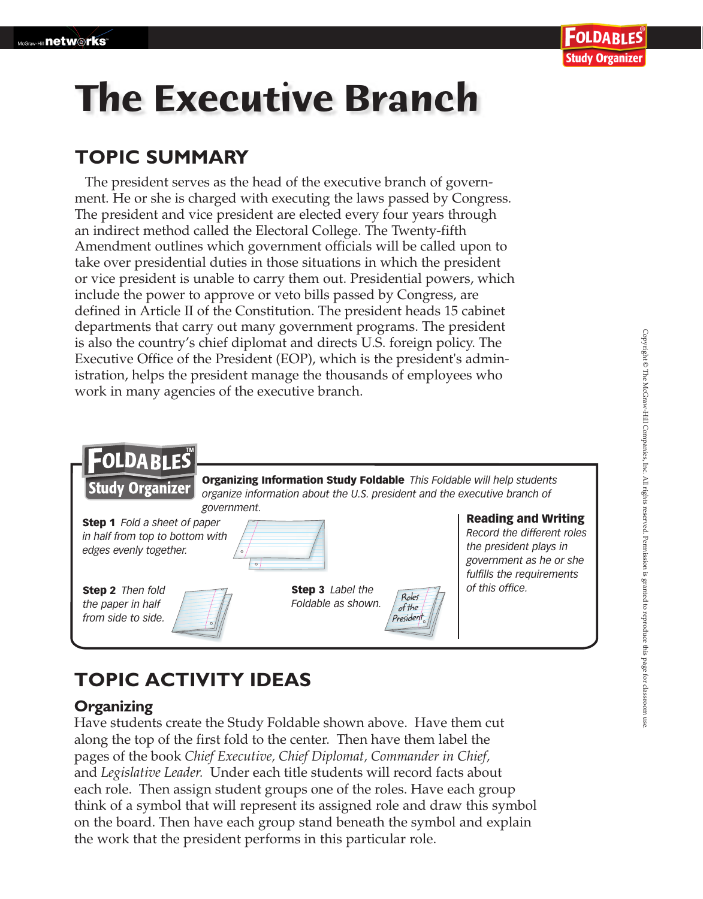# The Executive Branch

## TOPIC SUMMARY

The president serves as the head of the executive branch of government. He or she is charged with executing the laws passed by Congress. The president and vice president are elected every four years through an indirect method called the Electoral College. The Twenty-fifth Amendment outlines which government officials will be called upon to take over presidential duties in those situations in which the president or vice president is unable to carry them out. Presidential powers, which include the power to approve or veto bills passed by Congress, are defined in Article II of the Constitution. The president heads 15 cabinet departments that carry out many government programs. The president is also the country's chief diplomat and directs U.S. foreign policy. The Executive Office of the President (EOP), which is the president's administration, helps the president manage the thousands of employees who work in many agencies of the executive branch.

**FOLDABLES Study Organizer**

**Organizing Information Study Foldable** *This Foldable will help students organize information about the U.S. president and the executive branch of government.*

**Step 1** *Fold a sheet of paper in half from top to bottom with edges evenly together.*

**Step 2** *Then fold the paper in half from side to side.*

**Step 3** *Label the Foldable as shown.*

Roles of the President

**Reading and Writing**
*Record the different roles the president plays in government as he or she fulfills the requirements of this office.*

## TOPIC ACTIVITY IDEAS

### Organizing

Have students create the Study Foldable shown above. Have them cut along the top of the first fold to the center. Then have them label the pages of the book *Chief Executive, Chief Diplomat, Commander in Chief,* and *Legislative Leader.* Under each title students will record facts about each role. Then assign student groups one of the roles. Have each group think of a symbol that will represent its assigned role and draw this symbol on the board. Then have each group stand beneath the symbol and explain the work that the president performs in this particular role.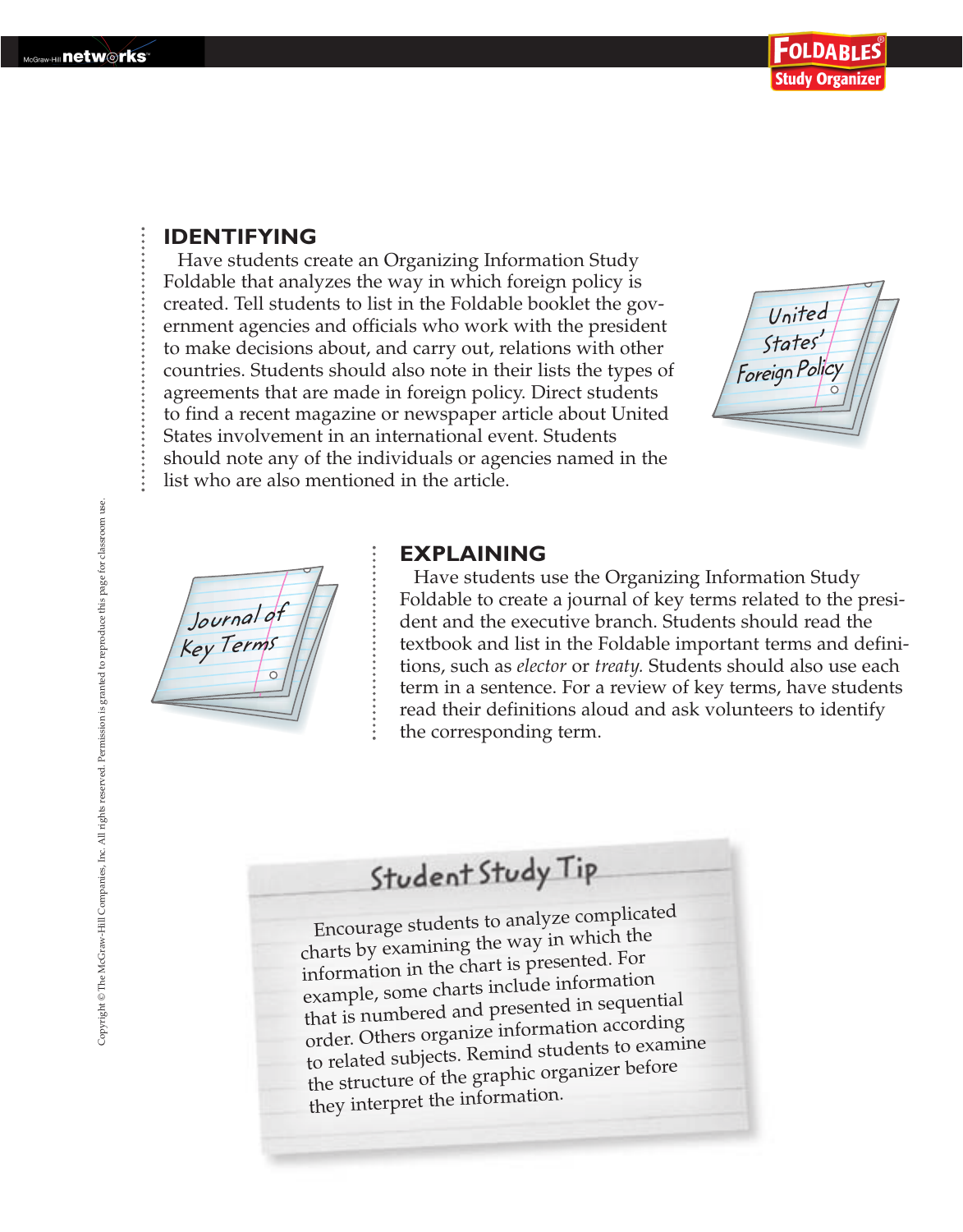## IDENTIFYING

Have students create an Organizing Information Study Foldable that analyzes the way in which foreign policy is created. Tell students to list in the Foldable booklet the government agencies and officials who work with the president to make decisions about, and carry out, relations with other countries. Students should also note in their lists the types of agreements that are made in foreign policy. Direct students to find a recent magazine or newspaper article about United States involvement in an international event. Students should note any of the individuals or agencies named in the list who are also mentioned in the article.

United States' Foreign Policy

## EXPLAINING

Have students use the Organizing Information Study Foldable to create a journal of key terms related to the president and the executive branch. Students should read the textbook and list in the Foldable important terms and definitions, such as *elector* or *treaty.* Students should also use each term in a sentence. For a review of key terms, have students read their definitions aloud and ask volunteers to identify the corresponding term.

Journal of Key Terms

### Student Study Tip

Encourage students to analyze complicated charts by examining the way in which the information in the chart is presented. For example, some charts include information that is numbered and presented in sequential order. Others organize information according to related subjects. Remind students to examine the structure of the graphic organizer before they interpret the information.

Copyright © The McGraw-Hill Companies, Inc. All rights reserved. Permission is granted to reproduce this page for classroom use.